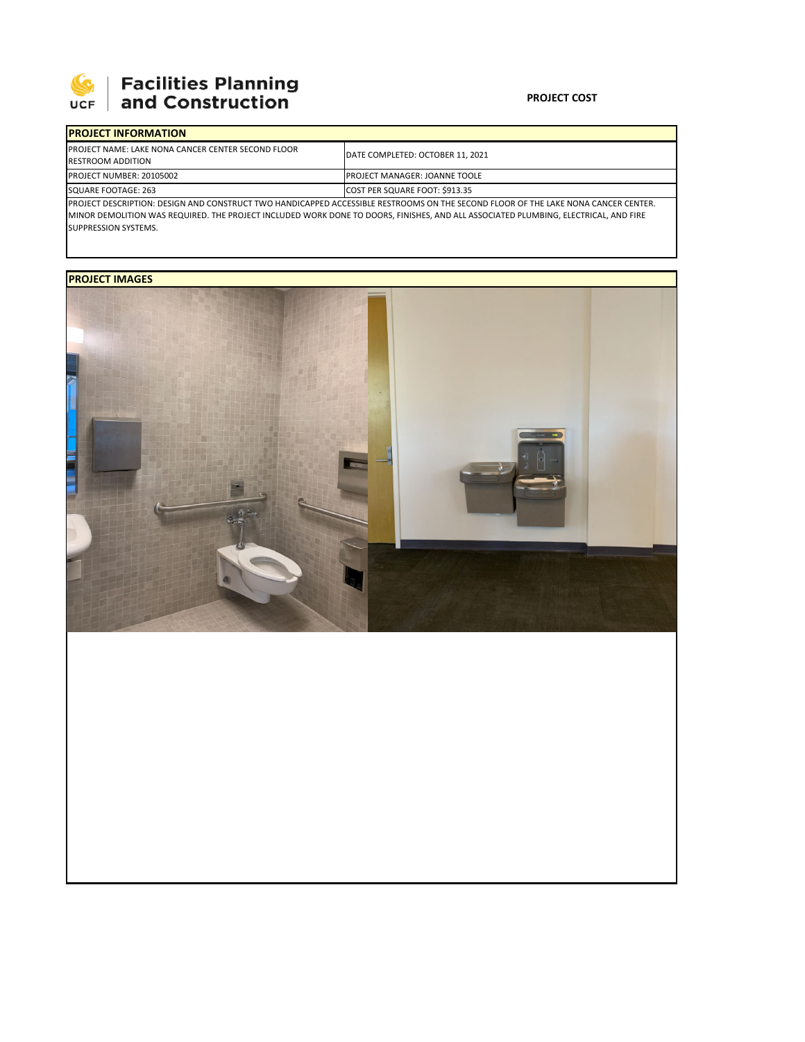Facilities Planning and Construction

**PROJECT COST**

## PROJECT INFORMATION

| PROJECT NAME: LAKE NONA CANCER CENTER SECOND FLOOR RESTROOM ADDITION | DATE COMPLETED: OCTOBER 11, 2021 |
|---|---|
| PROJECT NUMBER: 20105002 | PROJECT MANAGER: JOANNE TOOLE |
| SQUARE FOOTAGE: 263 | COST PER SQUARE FOOT: $913.35 |

PROJECT DESCRIPTION: DESIGN AND CONSTRUCT TWO HANDICAPPED ACCESSIBLE RESTROOMS ON THE SECOND FLOOR OF THE LAKE NONA CANCER CENTER. MINOR DEMOLITION WAS REQUIRED. THE PROJECT INCLUDED WORK DONE TO DOORS, FINISHES, AND ALL ASSOCIATED PLUMBING, ELECTRICAL, AND FIRE SUPPRESSION SYSTEMS.

## PROJECT IMAGES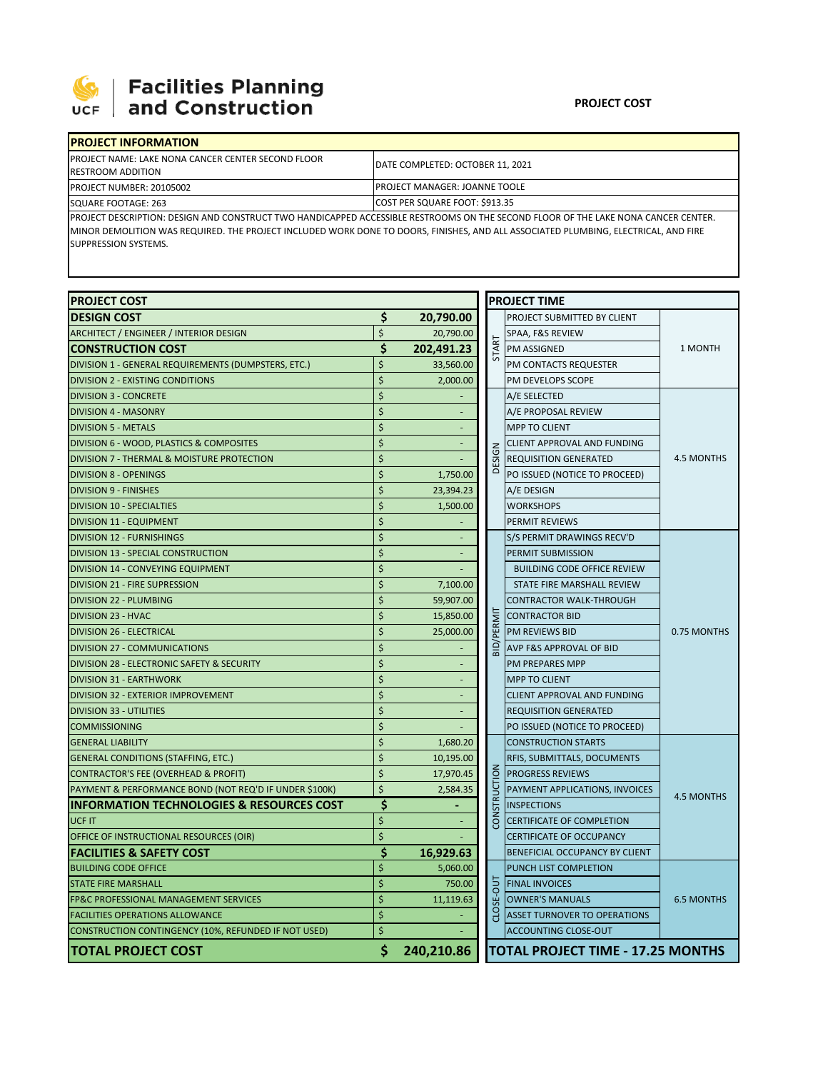**Facilities Planning and Construction**

**PROJECT COST**

| PROJECT INFORMATION | |
|---|---|
| PROJECT NAME: LAKE NONA CANCER CENTER SECOND FLOOR RESTROOM ADDITION | DATE COMPLETED: OCTOBER 11, 2021 |
| PROJECT NUMBER: 20105002 | PROJECT MANAGER: JOANNE TOOLE |
| SQUARE FOOTAGE: 263 | COST PER SQUARE FOOT: $913.35 |

PROJECT DESCRIPTION: DESIGN AND CONSTRUCT TWO HANDICAPPED ACCESSIBLE RESTROOMS ON THE SECOND FLOOR OF THE LAKE NONA CANCER CENTER. MINOR DEMOLITION WAS REQUIRED. THE PROJECT INCLUDED WORK DONE TO DOORS, FINISHES, AND ALL ASSOCIATED PLUMBING, ELECTRICAL, AND FIRE SUPPRESSION SYSTEMS.

| PROJECT COST | |
|---|---|
| **DESIGN COST** | **$ 20,790.00** |
| ARCHITECT / ENGINEER / INTERIOR DESIGN | $ 20,790.00 |
| **CONSTRUCTION COST** | **$ 202,491.23** |
| DIVISION 1 - GENERAL REQUIREMENTS (DUMPSTERS, ETC.) | $ 33,560.00 |
| DIVISION 2 - EXISTING CONDITIONS | $ 2,000.00 |
| DIVISION 3 - CONCRETE | $ - |
| DIVISION 4 - MASONRY | $ - |
| DIVISION 5 - METALS | $ - |
| DIVISION 6 - WOOD, PLASTICS & COMPOSITES | $ - |
| DIVISION 7 - THERMAL & MOISTURE PROTECTION | $ - |
| DIVISION 8 - OPENINGS | $ 1,750.00 |
| DIVISION 9 - FINISHES | $ 23,394.23 |
| DIVISION 10 - SPECIALTIES | $ 1,500.00 |
| DIVISION 11 - EQUIPMENT | $ - |
| DIVISION 12 - FURNISHINGS | $ - |
| DIVISION 13 - SPECIAL CONSTRUCTION | $ - |
| DIVISION 14 - CONVEYING EQUIPMENT | $ - |
| DIVISION 21 - FIRE SUPRESSION | $ 7,100.00 |
| DIVISION 22 - PLUMBING | $ 59,907.00 |
| DIVISION 23 - HVAC | $ 15,850.00 |
| DIVISION 26 - ELECTRICAL | $ 25,000.00 |
| DIVISION 27 - COMMUNICATIONS | $ - |
| DIVISION 28 - ELECTRONIC SAFETY & SECURITY | $ - |
| DIVISION 31 - EARTHWORK | $ - |
| DIVISION 32 - EXTERIOR IMPROVEMENT | $ - |
| DIVISION 33 - UTILITIES | $ - |
| COMMISSIONING | $ - |
| GENERAL LIABILITY | $ 1,680.20 |
| GENERAL CONDITIONS (STAFFING, ETC.) | $ 10,195.00 |
| CONTRACTOR'S FEE (OVERHEAD & PROFIT) | $ 17,970.45 |
| PAYMENT & PERFORMANCE BOND (NOT REQ'D IF UNDER $100K) | $ 2,584.35 |
| **INFORMATION TECHNOLOGIES & RESOURCES COST** | **$ -** |
| UCF IT | $ - |
| OFFICE OF INSTRUCTIONAL RESOURCES (OIR) | $ - |
| **FACILITIES & SAFETY COST** | **$ 16,929.63** |
| BUILDING CODE OFFICE | $ 5,060.00 |
| STATE FIRE MARSHALL | $ 750.00 |
| FP&C PROFESSIONAL MANAGEMENT SERVICES | $ 11,119.63 |
| FACILITIES OPERATIONS ALLOWANCE | $ - |
| CONSTRUCTION CONTINGENCY (10%, REFUNDED IF NOT USED) | $ - |
| **TOTAL PROJECT COST** | **$ 240,210.86** |

| PROJECT TIME | | |
|---|---|---|
| START | PROJECT SUBMITTED BY CLIENT | 1 MONTH |
| | SPAA, F&S REVIEW | |
| | PM ASSIGNED | |
| | PM CONTACTS REQUESTER | |
| | PM DEVELOPS SCOPE | |
| DESIGN | A/E SELECTED | 4.5 MONTHS |
| | A/E PROPOSAL REVIEW | |
| | MPP TO CLIENT | |
| | CLIENT APPROVAL AND FUNDING | |
| | REQUISITION GENERATED | |
| | PO ISSUED (NOTICE TO PROCEED) | |
| | A/E DESIGN | |
| | WORKSHOPS | |
| | PERMIT REVIEWS | |
| BID/PERMIT | S/S PERMIT DRAWINGS RECV'D | 0.75 MONTHS |
| | PERMIT SUBMISSION | |
| | BUILDING CODE OFFICE REVIEW | |
| | STATE FIRE MARSHALL REVIEW | |
| | CONTRACTOR WALK-THROUGH | |
| | CONTRACTOR BID | |
| | PM REVIEWS BID | |
| | AVP F&S APPROVAL OF BID | |
| | PM PREPARES MPP | |
| | MPP TO CLIENT | |
| | CLIENT APPROVAL AND FUNDING | |
| | REQUISITION GENERATED | |
| | PO ISSUED (NOTICE TO PROCEED) | |
| CONSTRUCTION | CONSTRUCTION STARTS | 4.5 MONTHS |
| | RFIS, SUBMITTALS, DOCUMENTS | |
| | PROGRESS REVIEWS | |
| | PAYMENT APPLICATIONS, INVOICES | |
| | INSPECTIONS | |
| | CERTIFICATE OF COMPLETION | |
| | CERTIFICATE OF OCCUPANCY | |
| | BENEFICIAL OCCUPANCY BY CLIENT | |
| CLOSE-OUT | PUNCH LIST COMPLETION | 6.5 MONTHS |
| | FINAL INVOICES | |
| | OWNER'S MANUALS | |
| | ASSET TURNOVER TO OPERATIONS | |
| | ACCOUNTING CLOSE-OUT | |
| **TOTAL PROJECT TIME - 17.25 MONTHS** | | |